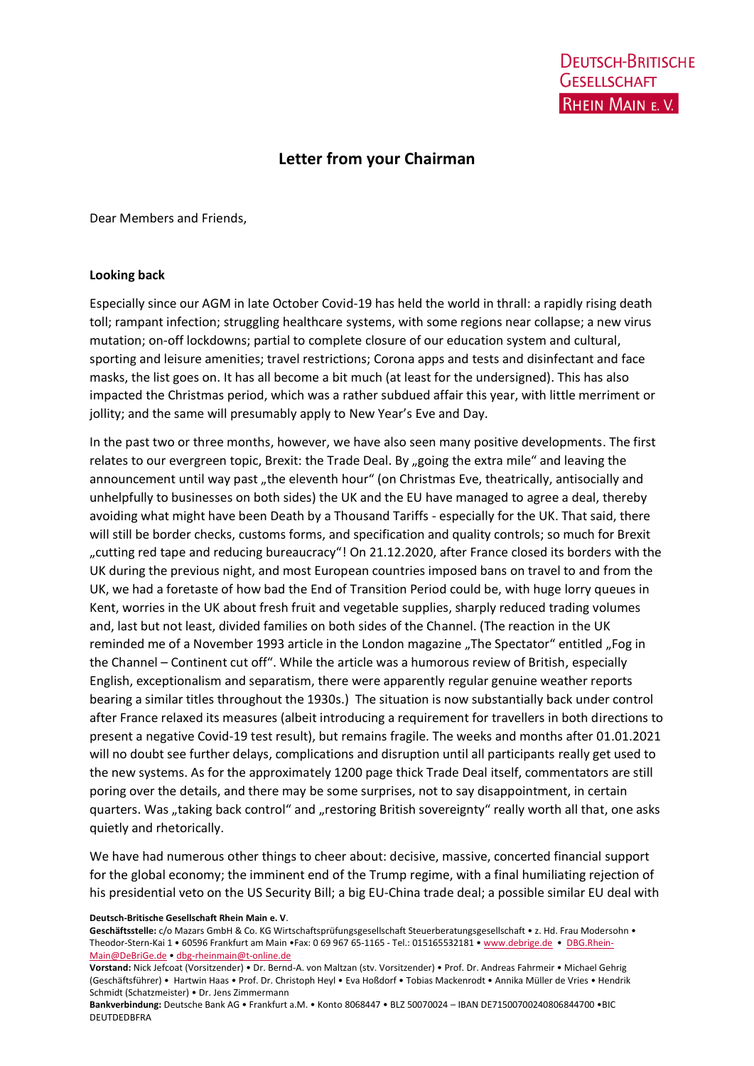Deutsch-Britische Gesellschaft Rhein Main e. V.

# Letter from your Chairman

Dear Members and Friends,

**Looking back**

Especially since our AGM in late October Covid-19 has held the world in thrall: a rapidly rising death toll; rampant infection; struggling healthcare systems, with some regions near collapse; a new virus mutation; on-off lockdowns; partial to complete closure of our education system and cultural, sporting and leisure amenities; travel restrictions; Corona apps and tests and disinfectant and face masks, the list goes on. It has all become a bit much (at least for the undersigned). This has also impacted the Christmas period, which was a rather subdued affair this year, with little merriment or jollity; and the same will presumably apply to New Year's Eve and Day.

In the past two or three months, however, we have also seen many positive developments. The first relates to our evergreen topic, Brexit: the Trade Deal. By „going the extra mile" and leaving the announcement until way past „the eleventh hour" (on Christmas Eve, theatrically, antisocially and unhelpfully to businesses on both sides) the UK and the EU have managed to agree a deal, thereby avoiding what might have been Death by a Thousand Tariffs - especially for the UK. That said, there will still be border checks, customs forms, and specification and quality controls; so much for Brexit „cutting red tape and reducing bureaucracy"! On 21.12.2020, after France closed its borders with the UK during the previous night, and most European countries imposed bans on travel to and from the UK, we had a foretaste of how bad the End of Transition Period could be, with huge lorry queues in Kent, worries in the UK about fresh fruit and vegetable supplies, sharply reduced trading volumes and, last but not least, divided families on both sides of the Channel. (The reaction in the UK reminded me of a November 1993 article in the London magazine „The Spectator" entitled „Fog in the Channel – Continent cut off". While the article was a humorous review of British, especially English, exceptionalism and separatism, there were apparently regular genuine weather reports bearing a similar titles throughout the 1930s.) The situation is now substantially back under control after France relaxed its measures (albeit introducing a requirement for travellers in both directions to present a negative Covid-19 test result), but remains fragile. The weeks and months after 01.01.2021 will no doubt see further delays, complications and disruption until all participants really get used to the new systems. As for the approximately 1200 page thick Trade Deal itself, commentators are still poring over the details, and there may be some surprises, not to say disappointment, in certain quarters. Was „taking back control" and „restoring British sovereignty" really worth all that, one asks quietly and rhetorically.

We have had numerous other things to cheer about: decisive, massive, concerted financial support for the global economy; the imminent end of the Trump regime, with a final humiliating rejection of his presidential veto on the US Security Bill; a big EU-China trade deal; a possible similar EU deal with

**Deutsch-Britische Gesellschaft Rhein Main e. V**.
**Geschäftsstelle:** c/o Mazars GmbH & Co. KG Wirtschaftsprüfungsgesellschaft Steuerberatungsgesellschaft • z. Hd. Frau Modersohn • Theodor-Stern-Kai 1 • 60596 Frankfurt am Main •Fax: 0 69 967 65-1165 - Tel.: 015165532181 • www.debrige.de • DBG.Rhein-Main@DeBriGe.de • dbg-rheinmain@t-online.de
**Vorstand:** Nick Jefcoat (Vorsitzender) • Dr. Bernd-A. von Maltzan (stv. Vorsitzender) • Prof. Dr. Andreas Fahrmeir • Michael Gehrig (Geschäftsführer) • Hartwin Haas • Prof. Dr. Christoph Heyl • Eva Hoßdorf • Tobias Mackenrodt • Annika Müller de Vries • Hendrik Schmidt (Schatzmeister) • Dr. Jens Zimmermann
**Bankverbindung:** Deutsche Bank AG • Frankfurt a.M. • Konto 8068447 • BLZ 50070024 – IBAN DE71500700240806844700 •BIC DEUTDEDBFRA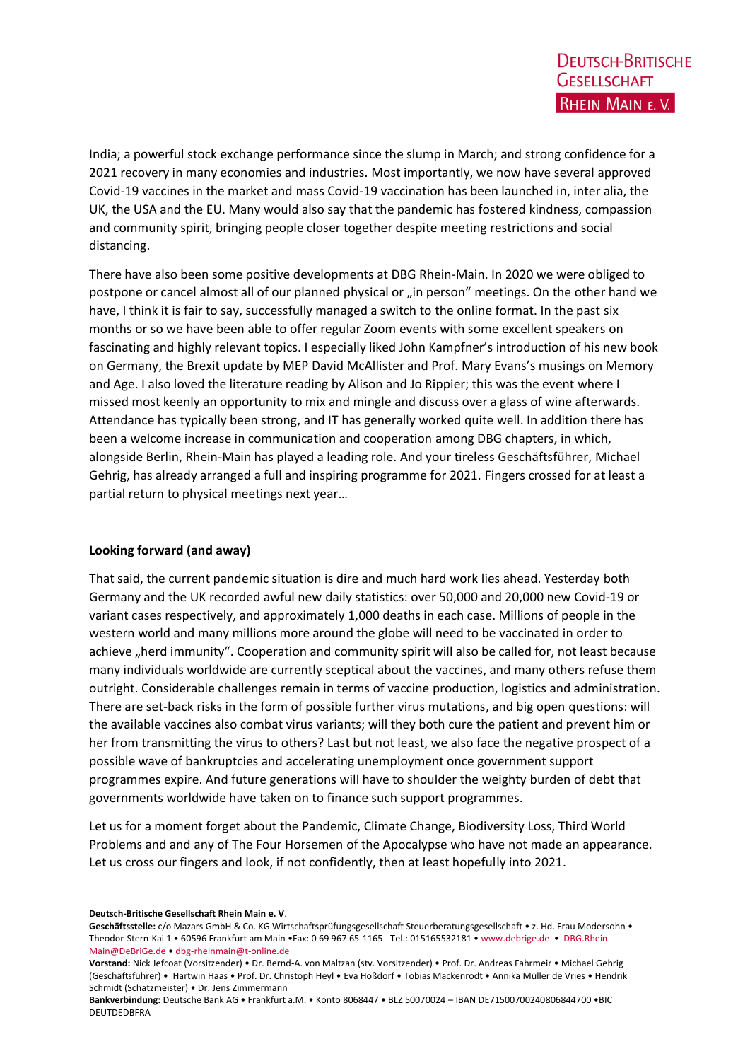India; a powerful stock exchange performance since the slump in March; and strong confidence for a 2021 recovery in many economies and industries. Most importantly, we now have several approved Covid-19 vaccines in the market and mass Covid-19 vaccination has been launched in, inter alia, the UK, the USA and the EU. Many would also say that the pandemic has fostered kindness, compassion and community spirit, bringing people closer together despite meeting restrictions and social distancing.

There have also been some positive developments at DBG Rhein-Main. In 2020 we were obliged to postpone or cancel almost all of our planned physical or „in person" meetings. On the other hand we have, I think it is fair to say, successfully managed a switch to the online format. In the past six months or so we have been able to offer regular Zoom events with some excellent speakers on fascinating and highly relevant topics. I especially liked John Kampfner's introduction of his new book on Germany, the Brexit update by MEP David McAllister and Prof. Mary Evans's musings on Memory and Age. I also loved the literature reading by Alison and Jo Rippier; this was the event where I missed most keenly an opportunity to mix and mingle and discuss over a glass of wine afterwards. Attendance has typically been strong, and IT has generally worked quite well. In addition there has been a welcome increase in communication and cooperation among DBG chapters, in which, alongside Berlin, Rhein-Main has played a leading role. And your tireless Geschäftsführer, Michael Gehrig, has already arranged a full and inspiring programme for 2021. Fingers crossed for at least a partial return to physical meetings next year…

**Looking forward (and away)**

That said, the current pandemic situation is dire and much hard work lies ahead. Yesterday both Germany and the UK recorded awful new daily statistics: over 50,000 and 20,000 new Covid-19 or variant cases respectively, and approximately 1,000 deaths in each case. Millions of people in the western world and many millions more around the globe will need to be vaccinated in order to achieve „herd immunity". Cooperation and community spirit will also be called for, not least because many individuals worldwide are currently sceptical about the vaccines, and many others refuse them outright. Considerable challenges remain in terms of vaccine production, logistics and administration. There are set-back risks in the form of possible further virus mutations, and big open questions: will the available vaccines also combat virus variants; will they both cure the patient and prevent him or her from transmitting the virus to others? Last but not least, we also face the negative prospect of a possible wave of bankruptcies and accelerating unemployment once government support programmes expire. And future generations will have to shoulder the weighty burden of debt that governments worldwide have taken on to finance such support programmes.

Let us for a moment forget about the Pandemic, Climate Change, Biodiversity Loss, Third World Problems and and any of The Four Horsemen of the Apocalypse who have not made an appearance. Let us cross our fingers and look, if not confidently, then at least hopefully into 2021.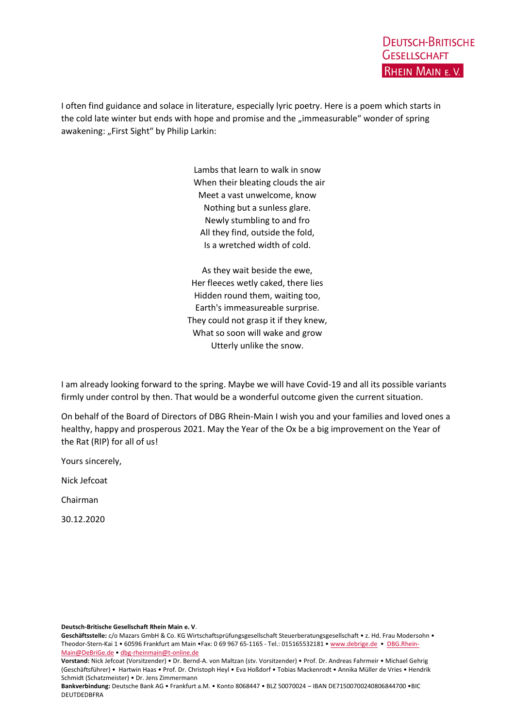I often find guidance and solace in literature, especially lyric poetry. Here is a poem which starts in the cold late winter but ends with hope and promise and the „immeasurable" wonder of spring awakening: „First Sight" by Philip Larkin:

Lambs that learn to walk in snow
When their bleating clouds the air
Meet a vast unwelcome, know
Nothing but a sunless glare.
Newly stumbling to and fro
All they find, outside the fold,
Is a wretched width of cold.

As they wait beside the ewe,
Her fleeces wetly caked, there lies
Hidden round them, waiting too,
Earth's immeasureable surprise.
They could not grasp it if they knew,
What so soon will wake and grow
Utterly unlike the snow.

I am already looking forward to the spring. Maybe we will have Covid-19 and all its possible variants firmly under control by then. That would be a wonderful outcome given the current situation.

On behalf of the Board of Directors of DBG Rhein-Main I wish you and your families and loved ones a healthy, happy and prosperous 2021. May the Year of the Ox be a big improvement on the Year of the Rat (RIP) for all of us!

Yours sincerely,

Nick Jefcoat

Chairman

30.12.2020

**Deutsch-Britische Gesellschaft Rhein Main e. V.**
**Geschäftsstelle:** c/o Mazars GmbH & Co. KG Wirtschaftsprüfungsgesellschaft Steuerberatungsgesellschaft • z. Hd. Frau Modersohn • Theodor-Stern-Kai 1 • 60596 Frankfurt am Main •Fax: 0 69 967 65-1165 - Tel.: 015165532181 • www.debrige.de • DBG.Rhein-Main@DeBriGe.de • dbg-rheinmain@t-online.de
**Vorstand:** Nick Jefcoat (Vorsitzender) • Dr. Bernd-A. von Maltzan (stv. Vorsitzender) • Prof. Dr. Andreas Fahrmeir • Michael Gehrig (Geschäftsführer) • Hartwin Haas • Prof. Dr. Christoph Heyl • Eva Hoßdorf • Tobias Mackenrodt • Annika Müller de Vries • Hendrik Schmidt (Schatzmeister) • Dr. Jens Zimmermann
**Bankverbindung:** Deutsche Bank AG • Frankfurt a.M. • Konto 8068447 • BLZ 50070024 – IBAN DE71500700240806844700 •BIC DEUTDEDBFRA